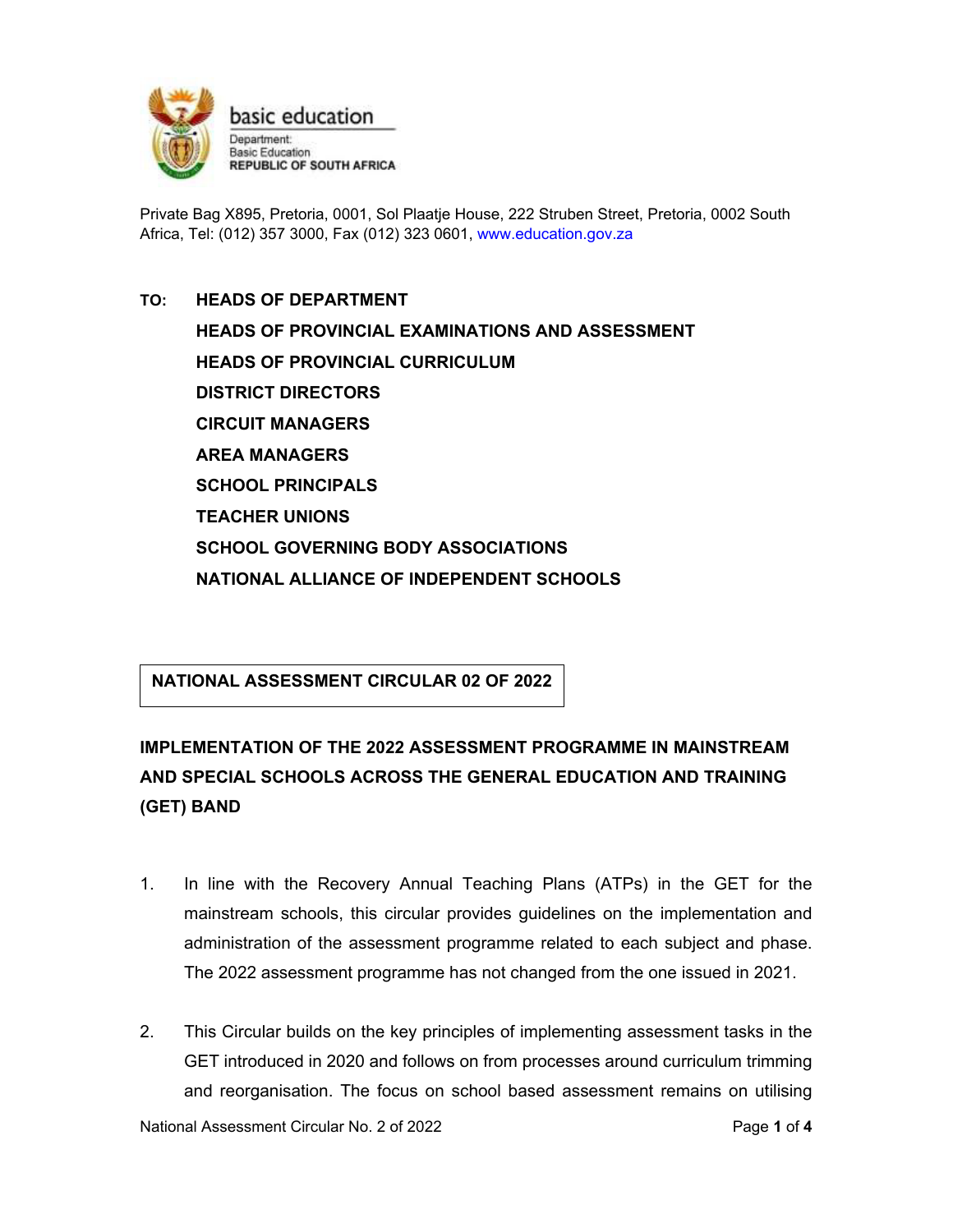basic education

Department:
Basic Education
**REPUBLIC OF SOUTH AFRICA**

Private Bag X895, Pretoria, 0001, Sol Plaatje House, 222 Struben Street, Pretoria, 0002 South Africa, Tel: (012) 357 3000, Fax (012) 323 0601, www.education.gov.za

**TO: HEADS OF DEPARTMENT**
**HEADS OF PROVINCIAL EXAMINATIONS AND ASSESSMENT**
**HEADS OF PROVINCIAL CURRICULUM**
**DISTRICT DIRECTORS**
**CIRCUIT MANAGERS**
**AREA MANAGERS**
**SCHOOL PRINCIPALS**
**TEACHER UNIONS**
**SCHOOL GOVERNING BODY ASSOCIATIONS**
**NATIONAL ALLIANCE OF INDEPENDENT SCHOOLS**

**NATIONAL ASSESSMENT CIRCULAR 02 OF 2022**

## IMPLEMENTATION OF THE 2022 ASSESSMENT PROGRAMME IN MAINSTREAM AND SPECIAL SCHOOLS ACROSS THE GENERAL EDUCATION AND TRAINING (GET) BAND

1. In line with the Recovery Annual Teaching Plans (ATPs) in the GET for the mainstream schools, this circular provides guidelines on the implementation and administration of the assessment programme related to each subject and phase. The 2022 assessment programme has not changed from the one issued in 2021.

2. This Circular builds on the key principles of implementing assessment tasks in the GET introduced in 2020 and follows on from processes around curriculum trimming and reorganisation. The focus on school based assessment remains on utilising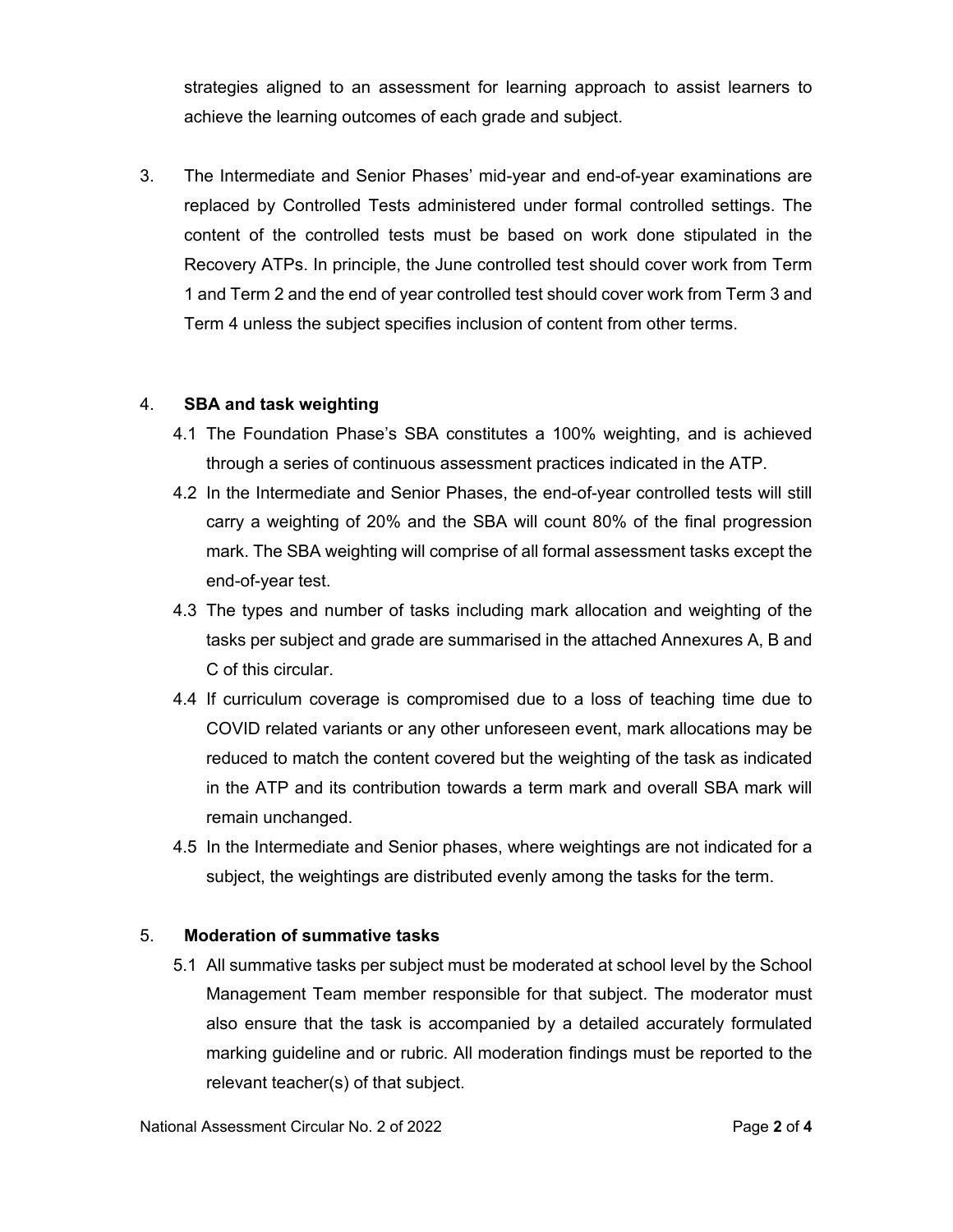strategies aligned to an assessment for learning approach to assist learners to achieve the learning outcomes of each grade and subject.

3. The Intermediate and Senior Phases' mid-year and end-of-year examinations are replaced by Controlled Tests administered under formal controlled settings. The content of the controlled tests must be based on work done stipulated in the Recovery ATPs. In principle, the June controlled test should cover work from Term 1 and Term 2 and the end of year controlled test should cover work from Term 3 and Term 4 unless the subject specifies inclusion of content from other terms.

4. **SBA and task weighting**

   4.1 The Foundation Phase's SBA constitutes a 100% weighting, and is achieved through a series of continuous assessment practices indicated in the ATP.

   4.2 In the Intermediate and Senior Phases, the end-of-year controlled tests will still carry a weighting of 20% and the SBA will count 80% of the final progression mark. The SBA weighting will comprise of all formal assessment tasks except the end-of-year test.

   4.3 The types and number of tasks including mark allocation and weighting of the tasks per subject and grade are summarised in the attached Annexures A, B and C of this circular.

   4.4 If curriculum coverage is compromised due to a loss of teaching time due to COVID related variants or any other unforeseen event, mark allocations may be reduced to match the content covered but the weighting of the task as indicated in the ATP and its contribution towards a term mark and overall SBA mark will remain unchanged.

   4.5 In the Intermediate and Senior phases, where weightings are not indicated for a subject, the weightings are distributed evenly among the tasks for the term.

5. **Moderation of summative tasks**

   5.1 All summative tasks per subject must be moderated at school level by the School Management Team member responsible for that subject. The moderator must also ensure that the task is accompanied by a detailed accurately formulated marking guideline and or rubric. All moderation findings must be reported to the relevant teacher(s) of that subject.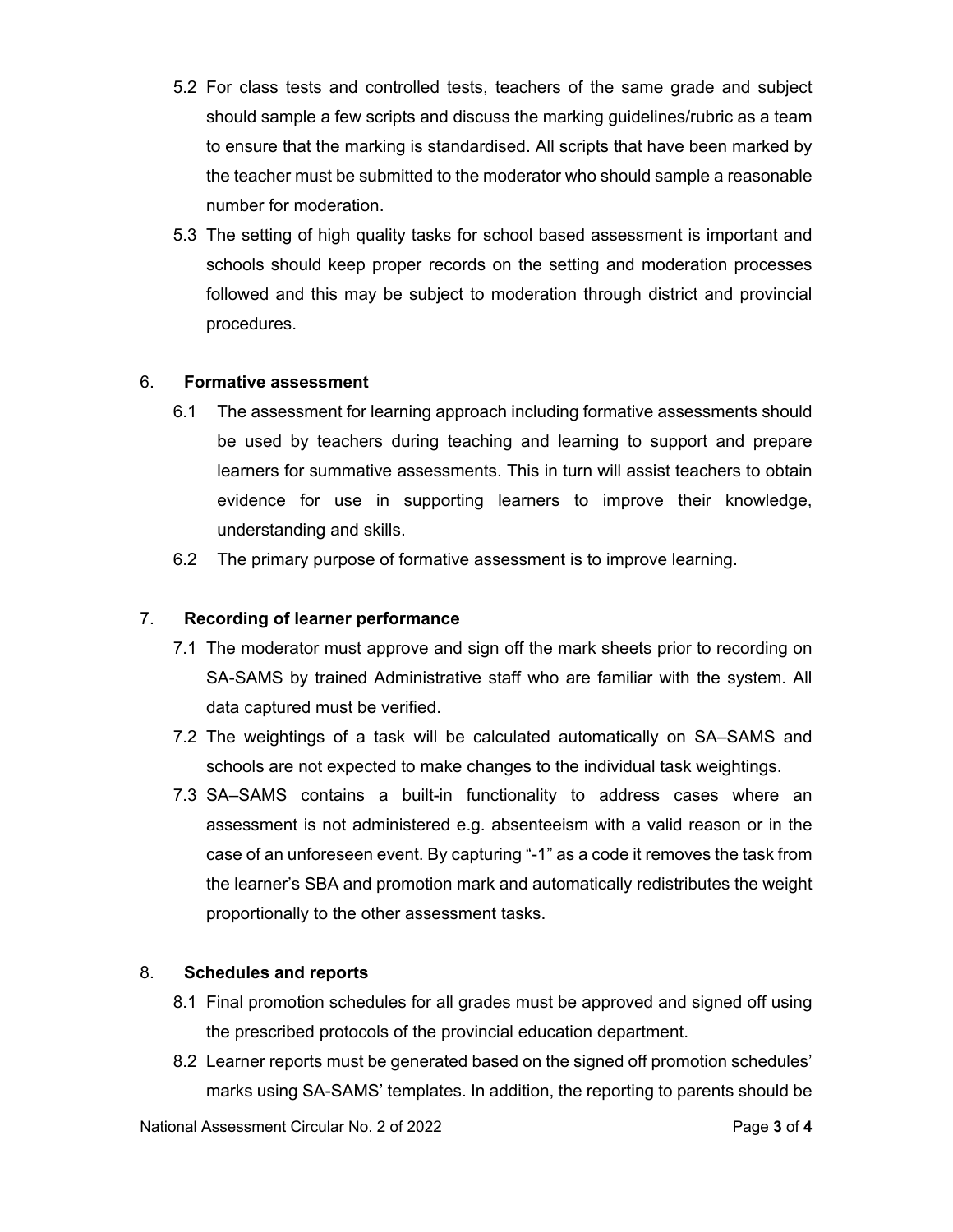5.2 For class tests and controlled tests, teachers of the same grade and subject should sample a few scripts and discuss the marking guidelines/rubric as a team to ensure that the marking is standardised. All scripts that have been marked by the teacher must be submitted to the moderator who should sample a reasonable number for moderation.

5.3 The setting of high quality tasks for school based assessment is important and schools should keep proper records on the setting and moderation processes followed and this may be subject to moderation through district and provincial procedures.

6. **Formative assessment**

6.1 The assessment for learning approach including formative assessments should be used by teachers during teaching and learning to support and prepare learners for summative assessments. This in turn will assist teachers to obtain evidence for use in supporting learners to improve their knowledge, understanding and skills.

6.2 The primary purpose of formative assessment is to improve learning.

7. **Recording of learner performance**

7.1 The moderator must approve and sign off the mark sheets prior to recording on SA-SAMS by trained Administrative staff who are familiar with the system. All data captured must be verified.

7.2 The weightings of a task will be calculated automatically on SA–SAMS and schools are not expected to make changes to the individual task weightings.

7.3 SA–SAMS contains a built-in functionality to address cases where an assessment is not administered e.g. absenteeism with a valid reason or in the case of an unforeseen event. By capturing "-1" as a code it removes the task from the learner's SBA and promotion mark and automatically redistributes the weight proportionally to the other assessment tasks.

8. **Schedules and reports**

8.1 Final promotion schedules for all grades must be approved and signed off using the prescribed protocols of the provincial education department.

8.2 Learner reports must be generated based on the signed off promotion schedules' marks using SA-SAMS' templates. In addition, the reporting to parents should be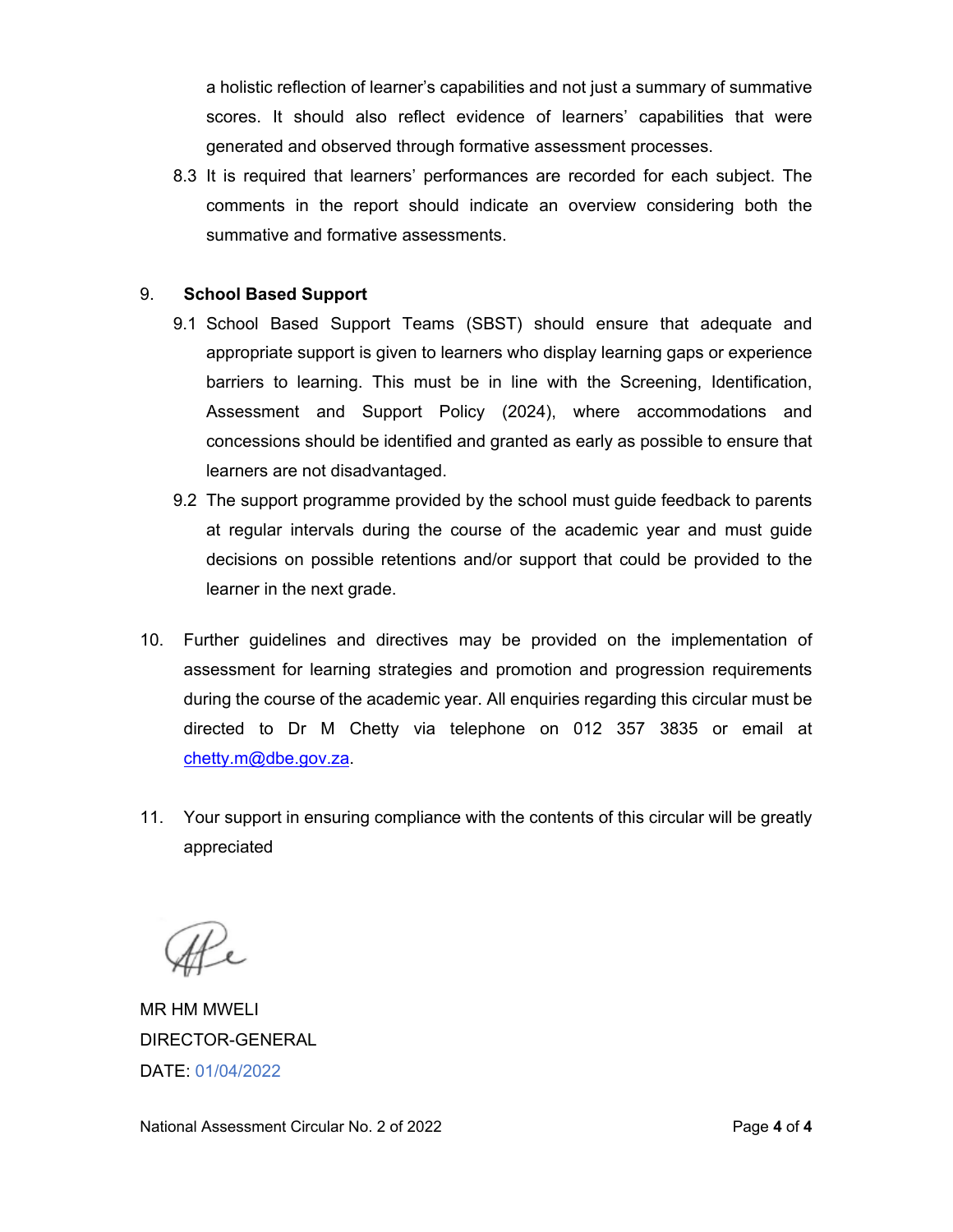a holistic reflection of learner's capabilities and not just a summary of summative scores. It should also reflect evidence of learners' capabilities that were generated and observed through formative assessment processes.

8.3 It is required that learners' performances are recorded for each subject. The comments in the report should indicate an overview considering both the summative and formative assessments.

9. **School Based Support**

9.1 School Based Support Teams (SBST) should ensure that adequate and appropriate support is given to learners who display learning gaps or experience barriers to learning. This must be in line with the Screening, Identification, Assessment and Support Policy (2024), where accommodations and concessions should be identified and granted as early as possible to ensure that learners are not disadvantaged.

9.2 The support programme provided by the school must guide feedback to parents at regular intervals during the course of the academic year and must guide decisions on possible retentions and/or support that could be provided to the learner in the next grade.

10. Further guidelines and directives may be provided on the implementation of assessment for learning strategies and promotion and progression requirements during the course of the academic year. All enquiries regarding this circular must be directed to Dr M Chetty via telephone on 012 357 3835 or email at chetty.m@dbe.gov.za.

11. Your support in ensuring compliance with the contents of this circular will be greatly appreciated

MR HM MWELI
DIRECTOR-GENERAL
DATE: 01/04/2022